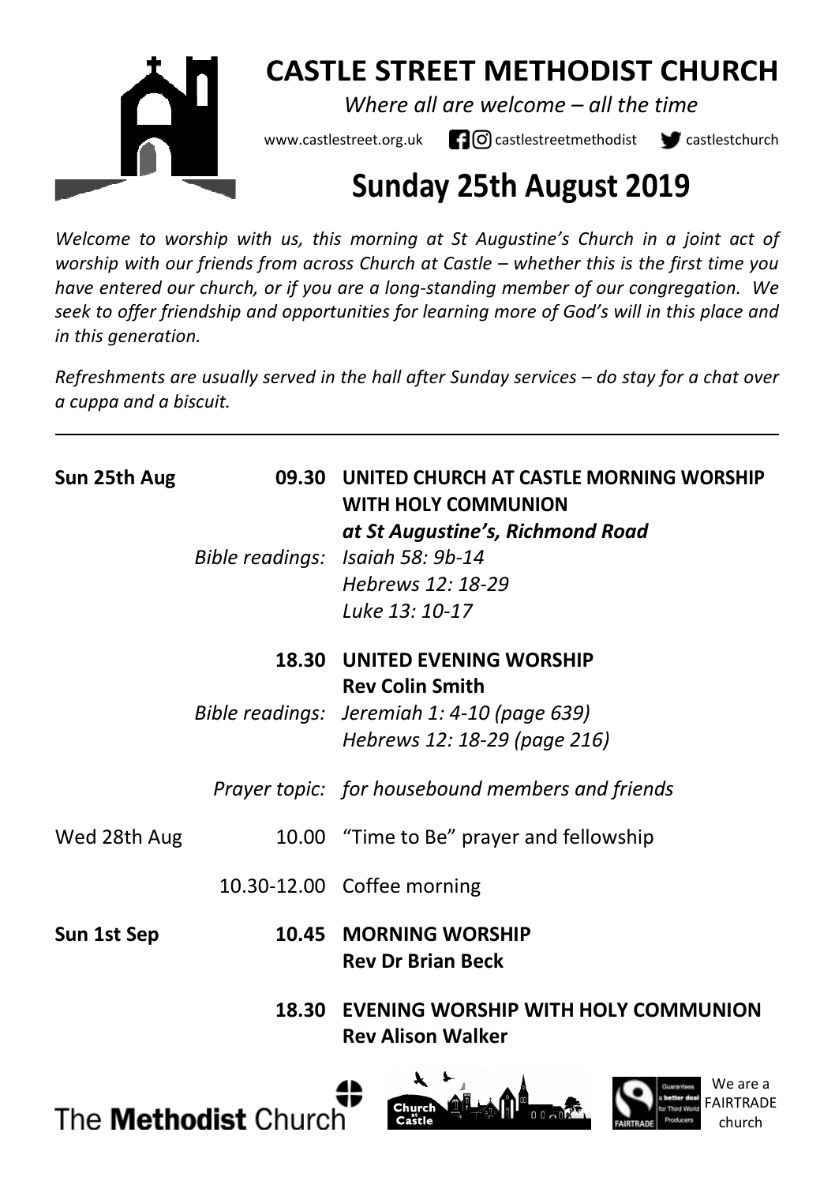# CASTLE STREET METHODIST CHURCH

*Where all are welcome – all the time*

www.castlestreet.org.uk castlestreetmethodist castlestchurch

## Sunday 25th August 2019

*Welcome to worship with us, this morning at St Augustine's Church in a joint act of worship with our friends from across Church at Castle – whether this is the first time you have entered our church, or if you are a long-standing member of our congregation. We seek to offer friendship and opportunities for learning more of God's will in this place and in this generation.*

*Refreshments are usually served in the hall after Sunday services – do stay for a chat over a cuppa and a biscuit.*

---

| | | |
|---|---|---|
| **Sun 25th Aug** | **09.30** | **UNITED CHURCH AT CASTLE MORNING WORSHIP WITH HOLY COMMUNION** ***at St Augustine's, Richmond Road*** |
| | *Bible readings:* | *Isaiah 58: 9b-14* <br> *Hebrews 12: 18-29* <br> *Luke 13: 10-17* |
| | **18.30** | **UNITED EVENING WORSHIP** <br> **Rev Colin Smith** |
| | *Bible readings:* | *Jeremiah 1: 4-10 (page 639)* <br> *Hebrews 12: 18-29 (page 216)* |
| | *Prayer topic:* | *for housebound members and friends* |
| Wed 28th Aug | 10.00 | "Time to Be" prayer and fellowship |
| | 10.30-12.00 | Coffee morning |
| **Sun 1st Sep** | **10.45** | **MORNING WORSHIP** <br> **Rev Dr Brian Beck** |
| | **18.30** | **EVENING WORSHIP WITH HOLY COMMUNION** <br> **Rev Alison Walker** |

The **Methodist** Church

We are a FAIRTRADE church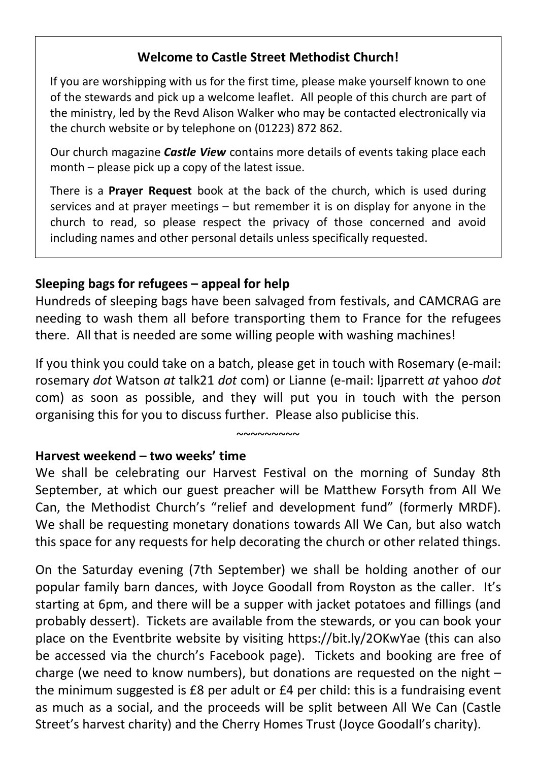## Welcome to Castle Street Methodist Church!

If you are worshipping with us for the first time, please make yourself known to one of the stewards and pick up a welcome leaflet. All people of this church are part of the ministry, led by the Revd Alison Walker who may be contacted electronically via the church website or by telephone on (01223) 872 862.

Our church magazine ***Castle View*** contains more details of events taking place each month – please pick up a copy of the latest issue.

There is a **Prayer Request** book at the back of the church, which is used during services and at prayer meetings – but remember it is on display for anyone in the church to read, so please respect the privacy of those concerned and avoid including names and other personal details unless specifically requested.

### Sleeping bags for refugees – appeal for help

Hundreds of sleeping bags have been salvaged from festivals, and CAMCRAG are needing to wash them all before transporting them to France for the refugees there. All that is needed are some willing people with washing machines!

If you think you could take on a batch, please get in touch with Rosemary (e-mail: rosemary *dot* Watson *at* talk21 *dot* com) or Lianne (e-mail: ljparrett *at* yahoo *dot* com) as soon as possible, and they will put you in touch with the person organising this for you to discuss further. Please also publicise this.

~~~~~~~~~

### Harvest weekend – two weeks' time

We shall be celebrating our Harvest Festival on the morning of Sunday 8th September, at which our guest preacher will be Matthew Forsyth from All We Can, the Methodist Church's "relief and development fund" (formerly MRDF). We shall be requesting monetary donations towards All We Can, but also watch this space for any requests for help decorating the church or other related things.

On the Saturday evening (7th September) we shall be holding another of our popular family barn dances, with Joyce Goodall from Royston as the caller. It's starting at 6pm, and there will be a supper with jacket potatoes and fillings (and probably dessert). Tickets are available from the stewards, or you can book your place on the Eventbrite website by visiting https://bit.ly/2OKwYae (this can also be accessed via the church's Facebook page). Tickets and booking are free of charge (we need to know numbers), but donations are requested on the night – the minimum suggested is £8 per adult or £4 per child: this is a fundraising event as much as a social, and the proceeds will be split between All We Can (Castle Street's harvest charity) and the Cherry Homes Trust (Joyce Goodall's charity).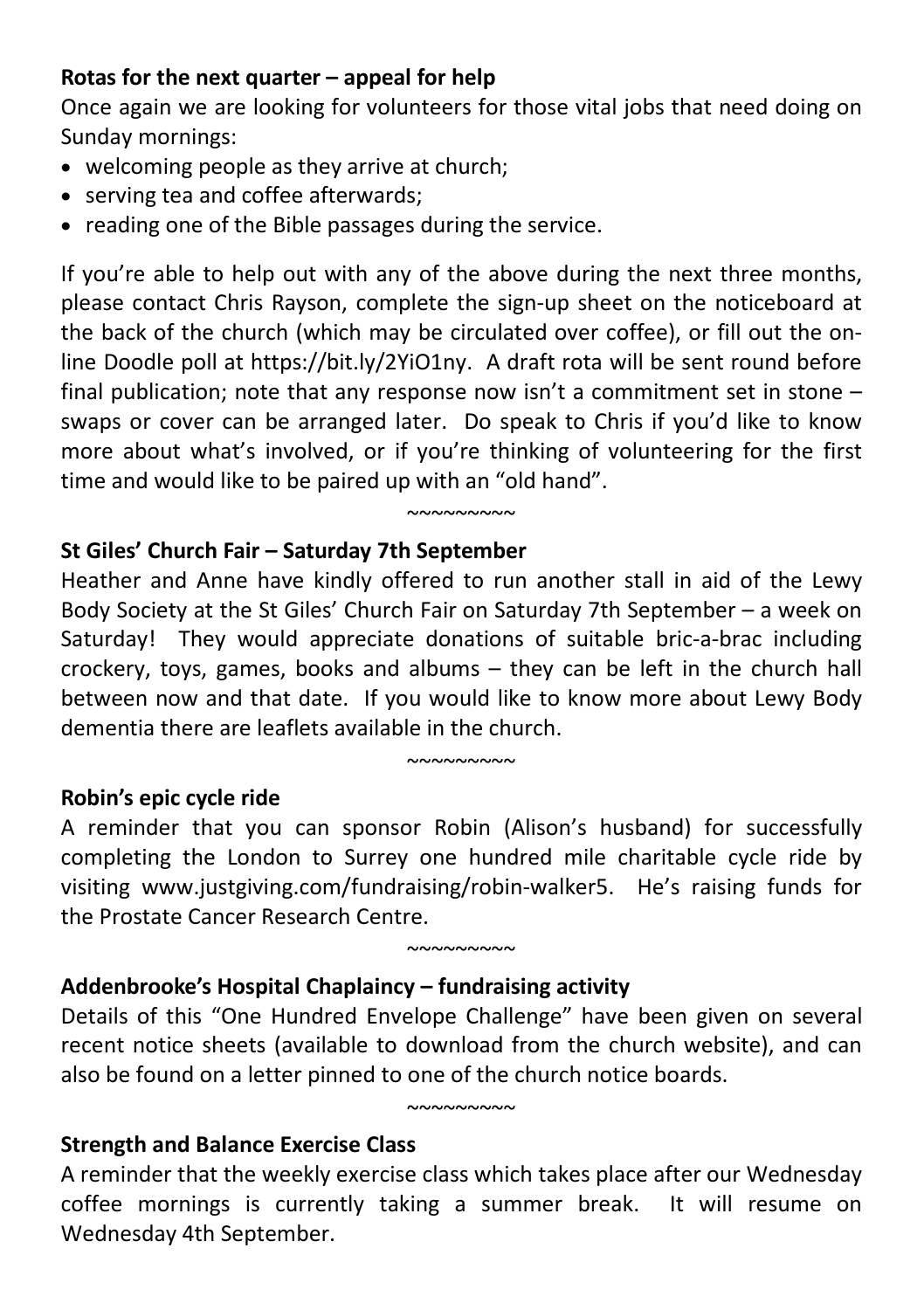**Rotas for the next quarter – appeal for help**

Once again we are looking for volunteers for those vital jobs that need doing on Sunday mornings:

- welcoming people as they arrive at church;
- serving tea and coffee afterwards;
- reading one of the Bible passages during the service.

If you're able to help out with any of the above during the next three months, please contact Chris Rayson, complete the sign-up sheet on the noticeboard at the back of the church (which may be circulated over coffee), or fill out the on-line Doodle poll at https://bit.ly/2YiO1ny. A draft rota will be sent round before final publication; note that any response now isn't a commitment set in stone – swaps or cover can be arranged later. Do speak to Chris if you'd like to know more about what's involved, or if you're thinking of volunteering for the first time and would like to be paired up with an "old hand".

~~~~~~~~~

**St Giles' Church Fair – Saturday 7th September**

Heather and Anne have kindly offered to run another stall in aid of the Lewy Body Society at the St Giles' Church Fair on Saturday 7th September – a week on Saturday! They would appreciate donations of suitable bric-a-brac including crockery, toys, games, books and albums – they can be left in the church hall between now and that date. If you would like to know more about Lewy Body dementia there are leaflets available in the church.

~~~~~~~~~

**Robin's epic cycle ride**

A reminder that you can sponsor Robin (Alison's husband) for successfully completing the London to Surrey one hundred mile charitable cycle ride by visiting www.justgiving.com/fundraising/robin-walker5. He's raising funds for the Prostate Cancer Research Centre.

~~~~~~~~~

**Addenbrooke's Hospital Chaplaincy – fundraising activity**

Details of this "One Hundred Envelope Challenge" have been given on several recent notice sheets (available to download from the church website), and can also be found on a letter pinned to one of the church notice boards.

~~~~~~~~~

**Strength and Balance Exercise Class**

A reminder that the weekly exercise class which takes place after our Wednesday coffee mornings is currently taking a summer break. It will resume on Wednesday 4th September.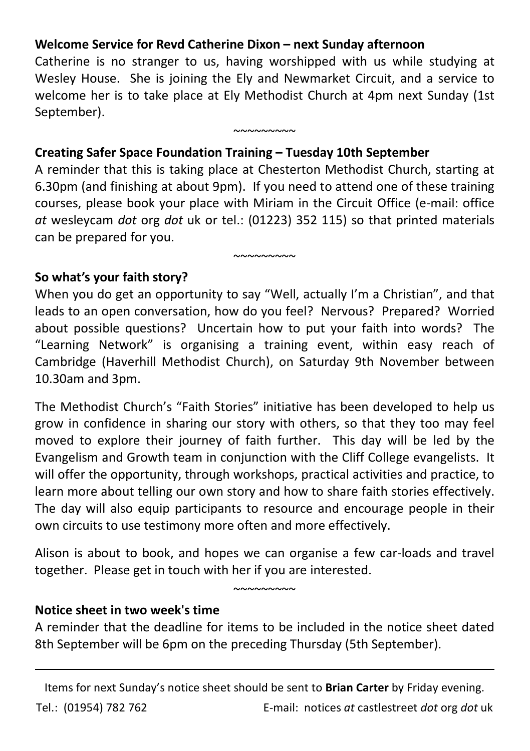**Welcome Service for Revd Catherine Dixon – next Sunday afternoon**

Catherine is no stranger to us, having worshipped with us while studying at Wesley House. She is joining the Ely and Newmarket Circuit, and a service to welcome her is to take place at Ely Methodist Church at 4pm next Sunday (1st September).

~~~~~~~~~

**Creating Safer Space Foundation Training – Tuesday 10th September**

A reminder that this is taking place at Chesterton Methodist Church, starting at 6.30pm (and finishing at about 9pm). If you need to attend one of these training courses, please book your place with Miriam in the Circuit Office (e-mail: office *at* wesleycam *dot* org *dot* uk or tel.: (01223) 352 115) so that printed materials can be prepared for you.

~~~~~~~~~

**So what's your faith story?**

When you do get an opportunity to say "Well, actually I'm a Christian", and that leads to an open conversation, how do you feel? Nervous? Prepared? Worried about possible questions? Uncertain how to put your faith into words? The "Learning Network" is organising a training event, within easy reach of Cambridge (Haverhill Methodist Church), on Saturday 9th November between 10.30am and 3pm.

The Methodist Church's "Faith Stories" initiative has been developed to help us grow in confidence in sharing our story with others, so that they too may feel moved to explore their journey of faith further. This day will be led by the Evangelism and Growth team in conjunction with the Cliff College evangelists. It will offer the opportunity, through workshops, practical activities and practice, to learn more about telling our own story and how to share faith stories effectively. The day will also equip participants to resource and encourage people in their own circuits to use testimony more often and more effectively.

Alison is about to book, and hopes we can organise a few car-loads and travel together. Please get in touch with her if you are interested.

~~~~~~~~~

**Notice sheet in two week's time**

A reminder that the deadline for items to be included in the notice sheet dated 8th September will be 6pm on the preceding Thursday (5th September).

---

Items for next Sunday's notice sheet should be sent to **Brian Carter** by Friday evening.

Tel.: (01954) 782 762 E-mail: notices *at* castlestreet *dot* org *dot* uk